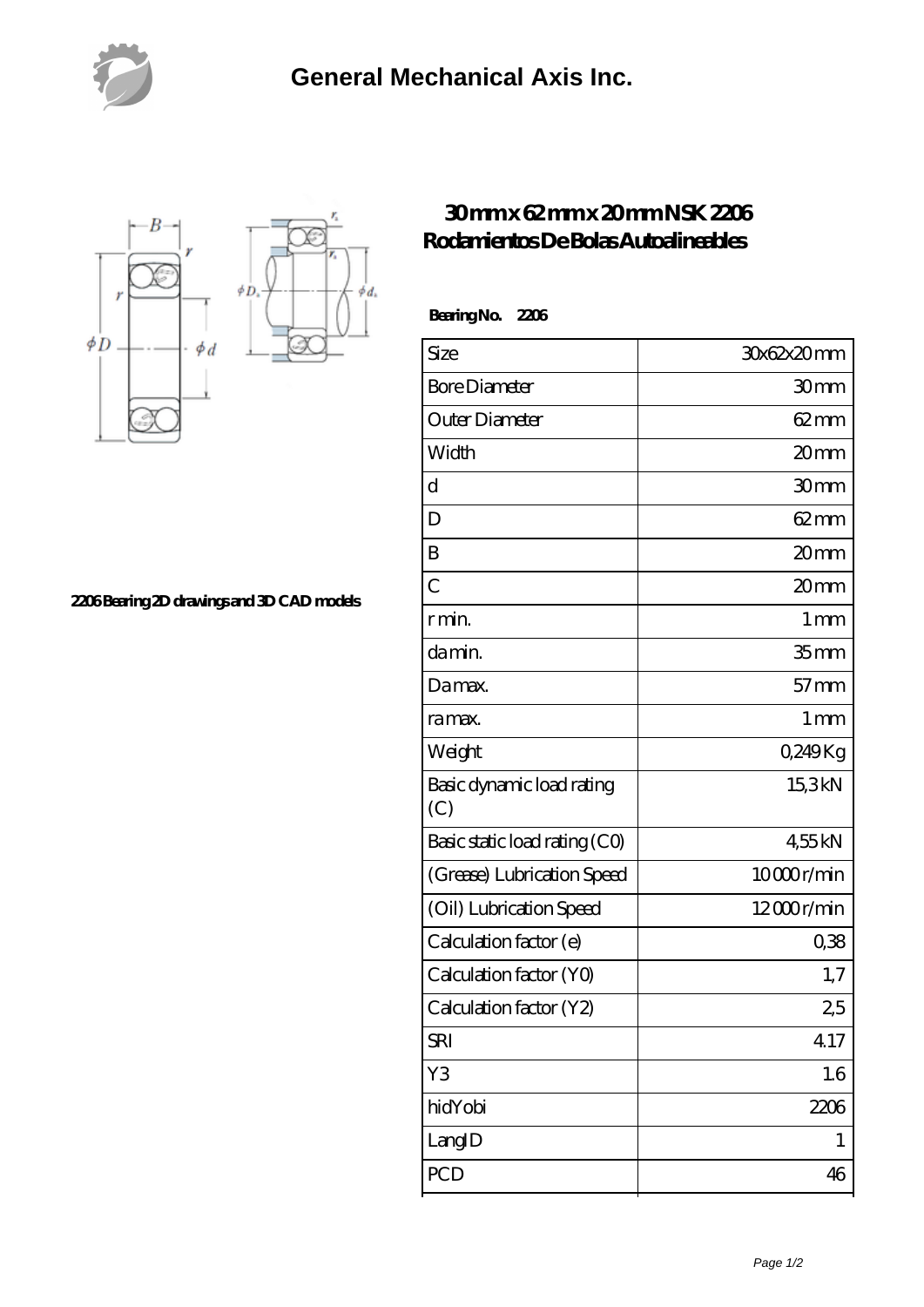# General Mechanical Axis Inc.

2206 Bearing 2D drawings and 3D CAD models

## 30 mm x 62 mm x 20 mm NSK 2206 Rodamientos De Bolas Autoalineables

**Bearing No. 2206**

| Size | 30x62x20 mm |
|---|---|
| Bore Diameter | 30 mm |
| Outer Diameter | 62 mm |
| Width | 20 mm |
| d | 30 mm |
| D | 62 mm |
| B | 20 mm |
| C | 20 mm |
| r min. | 1 mm |
| da min. | 35 mm |
| Da max. | 57 mm |
| ra max. | 1 mm |
| Weight | 0,249 Kg |
| Basic dynamic load rating (C) | 15,3 kN |
| Basic static load rating (C0) | 4,55 kN |
| (Grease) Lubrication Speed | 10 000 r/min |
| (Oil) Lubrication Speed | 12 000 r/min |
| Calculation factor (e) | 0,38 |
| Calculation factor (Y0) | 1,7 |
| Calculation factor (Y2) | 2,5 |
| SRI | 4.17 |
| Y3 | 1.6 |
| hidYobi | 2206 |
| LangID | 1 |
| PCD | 46 |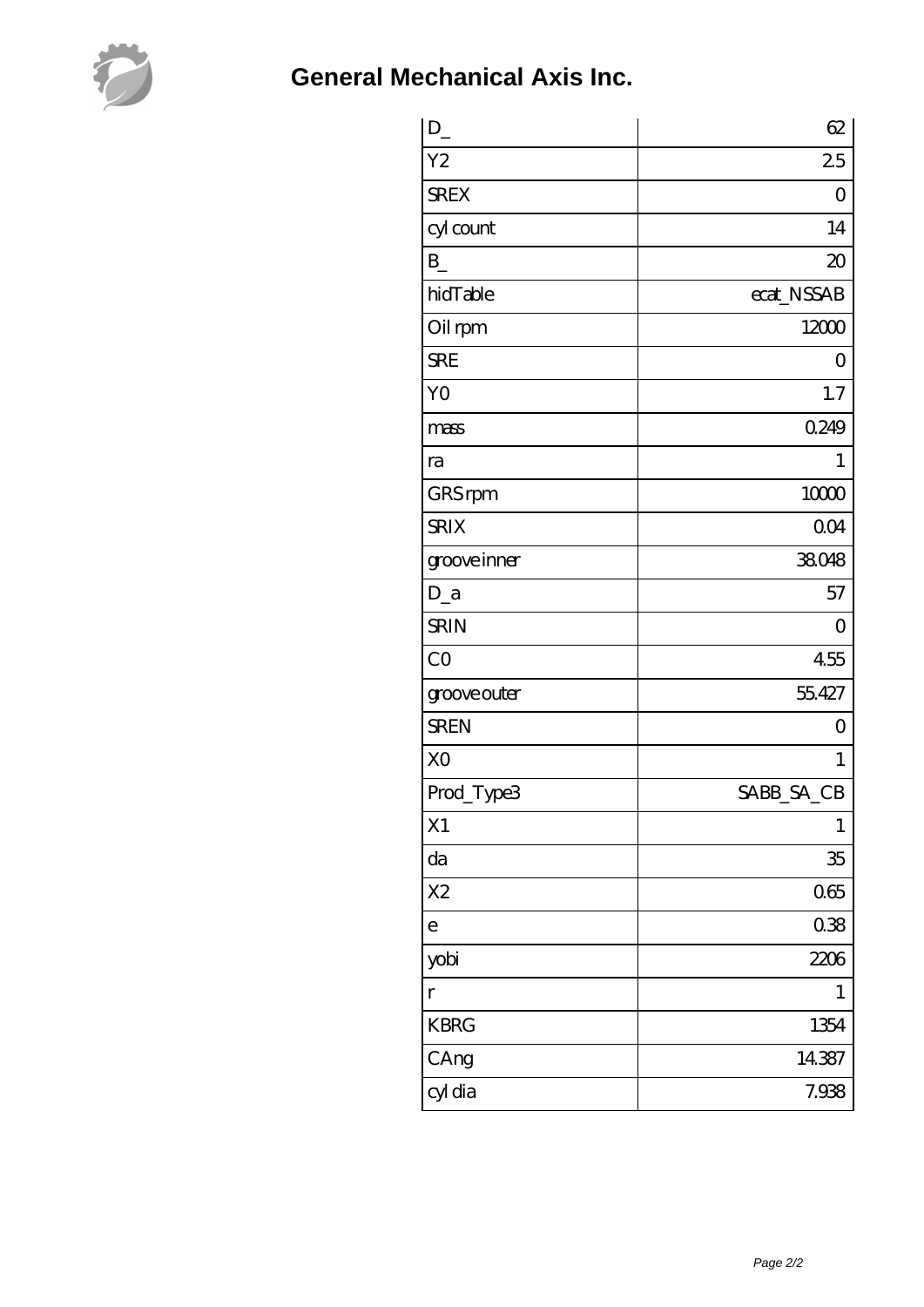# General Mechanical Axis Inc.

| | |
|---|---|
| D_ | 62 |
| Y2 | 2.5 |
| SREX | 0 |
| cyl count | 14 |
| B_ | 20 |
| hidTable | ecat_NSSAB |
| Oil rpm | 12000 |
| SRE | 0 |
| Y0 | 1.7 |
| mass | 0.249 |
| ra | 1 |
| GRS rpm | 10000 |
| SRIX | 0.04 |
| groove inner | 38.048 |
| D_a | 57 |
| SRIN | 0 |
| C0 | 4.55 |
| groove outer | 55.427 |
| SREN | 0 |
| X0 | 1 |
| Prod_Type3 | SABB_SA_CB |
| X1 | 1 |
| da | 35 |
| X2 | 0.65 |
| e | 0.38 |
| yobi | 2206 |
| r | 1 |
| KBRG | 1354 |
| CAng | 14.387 |
| cyl dia | 7.938 |